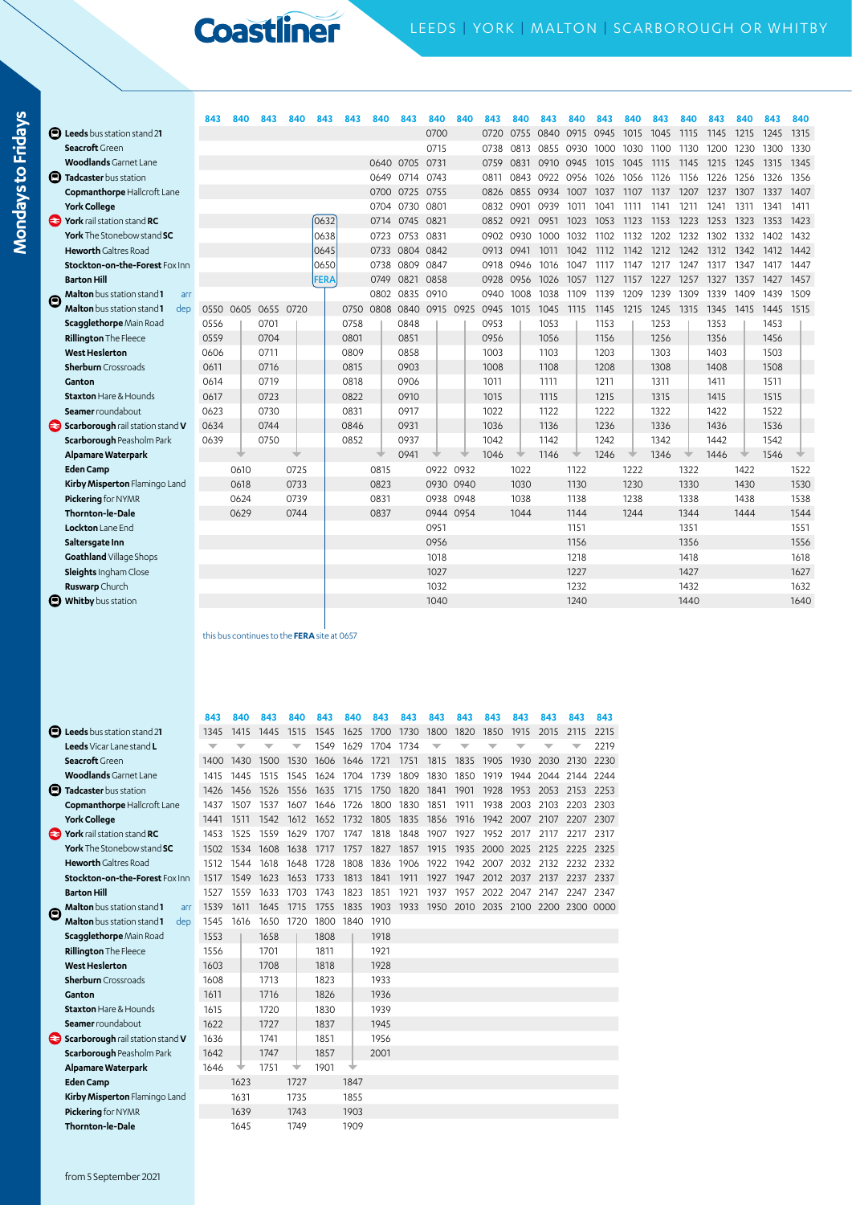# Coastliner

## LEEDS | YORK | MALTON | SCARBOROUGH OR WHITBY

### Mondays to Fridays

| | 843 | 840 | 843 | 840 | 843 | 843 | 840 | 843 | 840 | 840 | 843 | 840 | 843 | 840 | 843 | 840 | 843 | 840 | 843 | 840 | 843 | 840 |
|---|---|---|---|---|---|---|---|---|---|---|---|---|---|---|---|---|---|---|---|---|---|---|
| **Leeds** bus station stand **21** | | | | | | | | | 0700 | | 0720 | 0755 | 0840 | 0915 | 0945 | 1015 | 1045 | 1115 | 1145 | 1215 | 1245 | 1315 |
| **Seacroft** Green | | | | | | | | | 0715 | | 0738 | 0813 | 0855 | 0930 | 1000 | 1030 | 1100 | 1130 | 1200 | 1230 | 1300 | 1330 |
| **Woodlands** Garnet Lane | | | | | | | 0640 | 0705 | 0731 | | 0759 | 0831 | 0910 | 0945 | 1015 | 1045 | 1115 | 1145 | 1215 | 1245 | 1315 | 1345 |
| **Tadcaster** bus station | | | | | | | 0649 | 0714 | 0743 | | 0811 | 0843 | 0922 | 0956 | 1026 | 1056 | 1126 | 1156 | 1226 | 1256 | 1326 | 1356 |
| **Copmanthorpe** Hallcroft Lane | | | | | | | 0700 | 0725 | 0755 | | 0826 | 0855 | 0934 | 1007 | 1037 | 1107 | 1137 | 1207 | 1237 | 1307 | 1337 | 1407 |
| **York College** | | | | | | | 0704 | 0730 | 0801 | | 0832 | 0901 | 0939 | 1011 | 1041 | 1111 | 1141 | 1211 | 1241 | 1311 | 1341 | 1411 |
| **York** rail station stand **RC** | | | | | 0632 | | 0714 | 0745 | 0821 | | 0852 | 0921 | 0951 | 1023 | 1053 | 1123 | 1153 | 1223 | 1253 | 1323 | 1353 | 1423 |
| **York** The Stonebow stand **SC** | | | | | 0638 | | 0723 | 0753 | 0831 | | 0902 | 0930 | 1000 | 1032 | 1102 | 1132 | 1202 | 1232 | 1302 | 1332 | 1402 | 1432 |
| **Heworth** Galtres Road | | | | | 0645 | | 0733 | 0804 | 0842 | | 0913 | 0941 | 1011 | 1042 | 1112 | 1142 | 1212 | 1242 | 1312 | 1342 | 1412 | 1442 |
| **Stockton-on-the-Forest** Fox Inn | | | | | 0650 | | 0738 | 0809 | 0847 | | 0918 | 0946 | 1016 | 1047 | 1117 | 1147 | 1217 | 1247 | 1317 | 1347 | 1417 | 1447 |
| **Barton Hill** | | | | | FERA | | 0749 | 0821 | 0858 | | 0928 | 0956 | 1026 | 1057 | 1127 | 1157 | 1227 | 1257 | 1327 | 1357 | 1427 | 1457 |
| **Malton** bus station stand **1** arr | | | | | | | 0802 | 0835 | 0910 | | 0940 | 1008 | 1038 | 1109 | 1139 | 1209 | 1239 | 1309 | 1339 | 1409 | 1439 | 1509 |
| **Malton** bus station stand **1** dep | 0550 | 0605 | 0655 | 0720 | | 0750 | 0808 | 0840 | 0915 | 0925 | 0945 | 1015 | 1045 | 1115 | 1145 | 1215 | 1245 | 1315 | 1345 | 1415 | 1445 | 1515 |
| **Scagglethorpe** Main Road | 0556 | | 0701 | | | 0758 | | 0848 | | | 0953 | | 1053 | | 1153 | | 1253 | | 1353 | | 1453 | |
| **Rillington** The Fleece | 0559 | | 0704 | | | 0801 | | 0851 | | | 0956 | | 1056 | | 1156 | | 1256 | | 1356 | | 1456 | |
| **West Heslerton** | 0606 | | 0711 | | | 0809 | | 0858 | | | 1003 | | 1103 | | 1203 | | 1303 | | 1403 | | 1503 | |
| **Sherburn** Crossroads | 0611 | | 0716 | | | 0815 | | 0903 | | | 1008 | | 1108 | | 1208 | | 1308 | | 1408 | | 1508 | |
| **Ganton** | 0614 | | 0719 | | | 0818 | | 0906 | | | 1011 | | 1111 | | 1211 | | 1311 | | 1411 | | 1511 | |
| **Staxton** Hare & Hounds | 0617 | | 0723 | | | 0822 | | 0910 | | | 1015 | | 1115 | | 1215 | | 1315 | | 1415 | | 1515 | |
| **Seamer** roundabout | 0623 | | 0730 | | | 0831 | | 0917 | | | 1022 | | 1122 | | 1222 | | 1322 | | 1422 | | 1522 | |
| **Scarborough** rail station stand **V** | 0634 | | 0744 | | | 0846 | | 0931 | | | 1036 | | 1136 | | 1236 | | 1336 | | 1436 | | 1536 | |
| **Scarborough** Peasholm Park | 0639 | | 0750 | | | 0852 | | 0937 | | | 1042 | | 1142 | | 1242 | | 1342 | | 1442 | | 1542 | |
| **Alpamare Waterpark** | | | | ↓ | | | ↓ | 0941 | ↓ | ↓ | 1046 | ↓ | 1146 | ↓ | 1246 | ↓ | 1346 | ↓ | 1446 | ↓ | 1546 | ↓ |
| **Eden Camp** | | 0610 | | 0725 | | | 0815 | | 0922 | 0932 | | 1022 | | 1122 | | 1222 | | 1322 | | 1422 | | 1522 |
| **Kirby Misperton** Flamingo Land | | 0618 | | 0733 | | | 0823 | | 0930 | 0940 | | 1030 | | 1130 | | 1230 | | 1330 | | 1430 | | 1530 |
| **Pickering** for NYMR | | 0624 | | 0739 | | | 0831 | | 0938 | 0948 | | 1038 | | 1138 | | 1238 | | 1338 | | 1438 | | 1538 |
| **Thornton-le-Dale** | | 0629 | | 0744 | | | 0837 | | 0944 | 0954 | | 1044 | | 1144 | | 1244 | | 1344 | | 1444 | | 1544 |
| **Lockton** Lane End | | | | | | | | | 0951 | | | | | 1151 | | | | 1351 | | | | 1551 |
| **Saltersgate Inn** | | | | | | | | | 0956 | | | | | 1156 | | | | 1356 | | | | 1556 |
| **Goathland** Village Shops | | | | | | | | | 1018 | | | | | 1218 | | | | 1418 | | | | 1618 |
| **Sleights** Ingham Close | | | | | | | | | 1027 | | | | | 1227 | | | | 1427 | | | | 1627 |
| **Ruswarp** Church | | | | | | | | | 1032 | | | | | 1232 | | | | 1432 | | | | 1632 |
| **Whitby** bus station | | | | | | | | | 1040 | | | | | 1240 | | | | 1440 | | | | 1640 |

this bus continues to the **FERA** site at 0657

| | 843 | 840 | 843 | 840 | 843 | 840 | 843 | 843 | 843 | 843 | 843 | 843 | 843 | 843 | 843 |
|---|---|---|---|---|---|---|---|---|---|---|---|---|---|---|---|
| **Leeds** bus station stand **21** | 1345 | 1415 | 1445 | 1515 | 1545 | 1625 | 1700 | 1730 | 1800 | 1820 | 1850 | 1915 | 2015 | 2115 | 2215 |
| **Leeds** Vicar Lane stand **L** | ↓ | ↓ | ↓ | ↓ | 1549 | 1629 | 1704 | 1734 | ↓ | ↓ | ↓ | ↓ | ↓ | ↓ | 2219 |
| **Seacroft** Green | 1400 | 1430 | 1500 | 1530 | 1606 | 1646 | 1721 | 1751 | 1815 | 1835 | 1905 | 1930 | 2030 | 2130 | 2230 |
| **Woodlands** Garnet Lane | 1415 | 1445 | 1515 | 1545 | 1624 | 1704 | 1739 | 1809 | 1830 | 1850 | 1919 | 1944 | 2044 | 2144 | 2244 |
| **Tadcaster** bus station | 1426 | 1456 | 1526 | 1556 | 1635 | 1715 | 1750 | 1820 | 1841 | 1901 | 1928 | 1953 | 2053 | 2153 | 2253 |
| **Copmanthorpe** Hallcroft Lane | 1437 | 1507 | 1537 | 1607 | 1646 | 1726 | 1800 | 1830 | 1851 | 1911 | 1938 | 2003 | 2103 | 2203 | 2303 |
| **York College** | 1441 | 1511 | 1542 | 1612 | 1652 | 1732 | 1805 | 1835 | 1856 | 1916 | 1942 | 2007 | 2107 | 2207 | 2307 |
| **York** rail station stand **RC** | 1453 | 1525 | 1559 | 1627 | 1707 | 1747 | 1818 | 1848 | 1907 | 1927 | 1952 | 2017 | 2117 | 2217 | 2317 |
| **York** The Stonebow stand **SC** | 1502 | 1534 | 1608 | 1638 | 1717 | 1757 | 1827 | 1857 | 1915 | 1935 | 2000 | 2025 | 2125 | 2225 | 2325 |
| **Heworth** Galtres Road | 1512 | 1544 | 1618 | 1648 | 1728 | 1808 | 1836 | 1906 | 1922 | 1942 | 2007 | 2032 | 2132 | 2232 | 2332 |
| **Stockton-on-the-Forest** Fox Inn | 1517 | 1549 | 1623 | 1653 | 1733 | 1813 | 1841 | 1911 | 1927 | 1947 | 2012 | 2037 | 2137 | 2237 | 2337 |
| **Barton Hill** | 1527 | 1559 | 1633 | 1703 | 1743 | 1823 | 1851 | 1921 | 1937 | 1957 | 2022 | 2047 | 2147 | 2247 | 2347 |
| **Malton** bus station stand **1** arr | 1539 | 1611 | 1645 | 1715 | 1755 | 1835 | 1903 | 1933 | 1950 | 2010 | 2035 | 2100 | 2200 | 2300 | 0000 |
| **Malton** bus station stand **1** dep | 1545 | 1616 | 1650 | 1720 | 1800 | 1840 | 1910 | | | | | | | | |
| **Scagglethorpe** Main Road | 1553 | | 1658 | | 1808 | | 1918 | | | | | | | | |
| **Rillington** The Fleece | 1556 | | 1701 | | 1811 | | 1921 | | | | | | | | |
| **West Heslerton** | 1603 | | 1708 | | 1818 | | 1928 | | | | | | | | |
| **Sherburn** Crossroads | 1608 | | 1713 | | 1823 | | 1933 | | | | | | | | |
| **Ganton** | 1611 | | 1716 | | 1826 | | 1936 | | | | | | | | |
| **Staxton** Hare & Hounds | 1615 | | 1720 | | 1830 | | 1939 | | | | | | | | |
| **Seamer** roundabout | 1622 | | 1727 | | 1837 | | 1945 | | | | | | | | |
| **Scarborough** rail station stand **V** | 1636 | | 1741 | | 1851 | | 1956 | | | | | | | | |
| **Scarborough** Peasholm Park | 1642 | | 1747 | | 1857 | | 2001 | | | | | | | | |
| **Alpamare Waterpark** | 1646 | ↓ | 1751 | ↓ | 1901 | ↓ | | | | | | | | | |
| **Eden Camp** | | 1623 | | 1727 | | 1847 | | | | | | | | | |
| **Kirby Misperton** Flamingo Land | | 1631 | | 1735 | | 1855 | | | | | | | | | |
| **Pickering** for NYMR | | 1639 | | 1743 | | 1903 | | | | | | | | | |
| **Thornton-le-Dale** | | 1645 | | 1749 | | 1909 | | | | | | | | | |

from 5 September 2021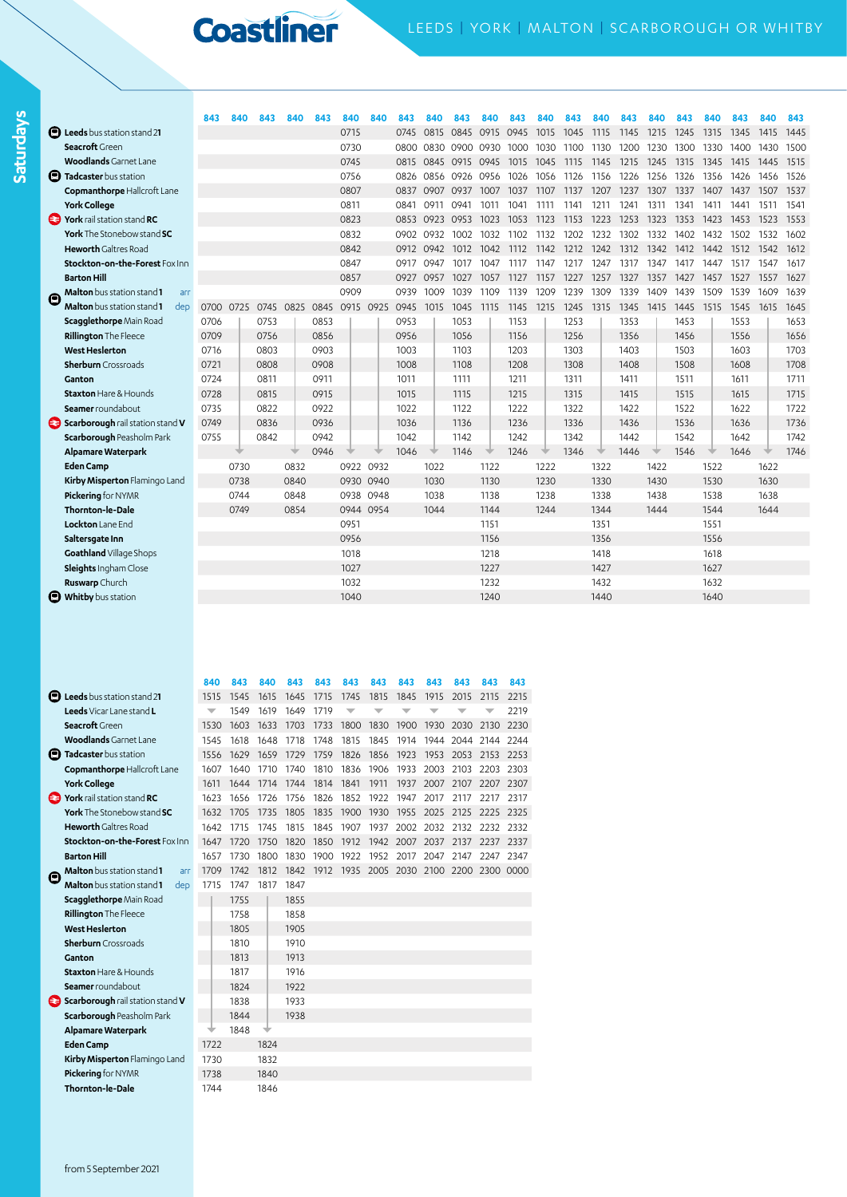# Coastliner

## LEEDS | YORK | MALTON | SCARBOROUGH OR WHITBY

### Saturdays

| | 843 | 840 | 843 | 840 | 843 | 840 | 840 | 843 | 840 | 843 | 840 | 843 | 840 | 843 | 840 | 843 | 840 | 843 | 840 | 843 | 840 | 843 |
|---|---|---|---|---|---|---|---|---|---|---|---|---|---|---|---|---|---|---|---|---|---|---|
| **Leeds** bus station stand **21** | | | | | | 0715 | | 0745 | 0815 | 0845 | 0915 | 0945 | 1015 | 1045 | 1115 | 1145 | 1215 | 1245 | 1315 | 1345 | 1415 | 1445 |
| **Seacroft** Green | | | | | | 0730 | | 0800 | 0830 | 0900 | 0930 | 1000 | 1030 | 1100 | 1130 | 1200 | 1230 | 1300 | 1330 | 1400 | 1430 | 1500 |
| **Woodlands** Garnet Lane | | | | | | 0745 | | 0815 | 0845 | 0915 | 0945 | 1015 | 1045 | 1115 | 1145 | 1215 | 1245 | 1315 | 1345 | 1415 | 1445 | 1515 |
| **Tadcaster** bus station | | | | | | 0756 | | 0826 | 0856 | 0926 | 0956 | 1026 | 1056 | 1126 | 1156 | 1226 | 1256 | 1326 | 1356 | 1426 | 1456 | 1526 |
| **Copmanthorpe** Hallcroft Lane | | | | | | 0807 | | 0837 | 0907 | 0937 | 1007 | 1037 | 1107 | 1137 | 1207 | 1237 | 1307 | 1337 | 1407 | 1437 | 1507 | 1537 |
| **York College** | | | | | | 0811 | | 0841 | 0911 | 0941 | 1011 | 1041 | 1111 | 1141 | 1211 | 1241 | 1311 | 1341 | 1411 | 1441 | 1511 | 1541 |
| **York** rail station stand **RC** | | | | | | 0823 | | 0853 | 0923 | 0953 | 1023 | 1053 | 1123 | 1153 | 1223 | 1253 | 1323 | 1353 | 1423 | 1453 | 1523 | 1553 |
| **York** The Stonebow stand **SC** | | | | | | 0832 | | 0902 | 0932 | 1002 | 1032 | 1102 | 1132 | 1202 | 1232 | 1302 | 1332 | 1402 | 1432 | 1502 | 1532 | 1602 |
| **Heworth** Galtres Road | | | | | | 0842 | | 0912 | 0942 | 1012 | 1042 | 1112 | 1142 | 1212 | 1242 | 1312 | 1342 | 1412 | 1442 | 1512 | 1542 | 1612 |
| **Stockton-on-the-Forest** Fox Inn | | | | | | 0847 | | 0917 | 0947 | 1017 | 1047 | 1117 | 1147 | 1217 | 1247 | 1317 | 1347 | 1417 | 1447 | 1517 | 1547 | 1617 |
| **Barton Hill** | | | | | | 0857 | | 0927 | 0957 | 1027 | 1057 | 1127 | 1157 | 1227 | 1257 | 1327 | 1357 | 1427 | 1457 | 1527 | 1557 | 1627 |
| **Malton** bus station stand **1** arr | | | | | | 0909 | | 0939 | 1009 | 1039 | 1109 | 1139 | 1209 | 1239 | 1309 | 1339 | 1409 | 1439 | 1509 | 1539 | 1609 | 1639 |
| **Malton** bus station stand **1** dep | 0700 | 0725 | 0745 | 0825 | 0845 | 0915 | 0925 | 0945 | 1015 | 1045 | 1115 | 1145 | 1215 | 1245 | 1315 | 1345 | 1415 | 1445 | 1515 | 1545 | 1615 | 1645 |
| **Scagglethorpe** Main Road | 0706 | | 0753 | | 0853 | | | 0953 | | 1053 | | 1153 | | 1253 | | 1353 | | 1453 | | 1553 | | 1653 |
| **Rillington** The Fleece | 0709 | | 0756 | | 0856 | | | 0956 | | 1056 | | 1156 | | 1256 | | 1356 | | 1456 | | 1556 | | 1656 |
| **West Heslerton** | 0716 | | 0803 | | 0903 | | | 1003 | | 1103 | | 1203 | | 1303 | | 1403 | | 1503 | | 1603 | | 1703 |
| **Sherburn** Crossroads | 0721 | | 0808 | | 0908 | | | 1008 | | 1108 | | 1208 | | 1308 | | 1408 | | 1508 | | 1608 | | 1708 |
| **Ganton** | 0724 | | 0811 | | 0911 | | | 1011 | | 1111 | | 1211 | | 1311 | | 1411 | | 1511 | | 1611 | | 1711 |
| **Staxton** Hare & Hounds | 0728 | | 0815 | | 0915 | | | 1015 | | 1115 | | 1215 | | 1315 | | 1415 | | 1515 | | 1615 | | 1715 |
| **Seamer** roundabout | 0735 | | 0822 | | 0922 | | | 1022 | | 1122 | | 1222 | | 1322 | | 1422 | | 1522 | | 1622 | | 1722 |
| **Scarborough** rail station stand **V** | 0749 | | 0836 | | 0936 | | | 1036 | | 1136 | | 1236 | | 1336 | | 1436 | | 1536 | | 1636 | | 1736 |
| **Scarborough** Peasholm Park | 0755 | | 0842 | | 0942 | | | 1042 | | 1142 | | 1242 | | 1342 | | 1442 | | 1542 | | 1642 | | 1742 |
| **Alpamare Waterpark** | | ↓ | | ↓ | 0946 | ↓ | ↓ | 1046 | ↓ | 1146 | ↓ | 1246 | ↓ | 1346 | ↓ | 1446 | ↓ | 1546 | ↓ | 1646 | ↓ | 1746 |
| **Eden Camp** | | 0730 | | 0832 | | 0922 | 0932 | | 1022 | | 1122 | | 1222 | | 1322 | | 1422 | | 1522 | | 1622 | |
| **Kirby Misperton** Flamingo Land | | 0738 | | 0840 | | 0930 | 0940 | | 1030 | | 1130 | | 1230 | | 1330 | | 1430 | | 1530 | | 1630 | |
| **Pickering** for NYMR | | 0744 | | 0848 | | 0938 | 0948 | | 1038 | | 1138 | | 1238 | | 1338 | | 1438 | | 1538 | | 1638 | |
| **Thornton-le-Dale** | | 0749 | | 0854 | | 0944 | 0954 | | 1044 | | 1144 | | 1244 | | 1344 | | 1444 | | 1544 | | 1644 | |
| **Lockton** Lane End | | | | | | 0951 | | | | | 1151 | | | | 1351 | | | | 1551 | | | |
| **Saltersgate Inn** | | | | | | 0956 | | | | | 1156 | | | | 1356 | | | | 1556 | | | |
| **Goathland** Village Shops | | | | | | 1018 | | | | | 1218 | | | | 1418 | | | | 1618 | | | |
| **Sleights** Ingham Close | | | | | | 1027 | | | | | 1227 | | | | 1427 | | | | 1627 | | | |
| **Ruswarp** Church | | | | | | 1032 | | | | | 1232 | | | | 1432 | | | | 1632 | | | |
| **Whitby** bus station | | | | | | 1040 | | | | | 1240 | | | | 1440 | | | | 1640 | | | |

| | 840 | 843 | 840 | 843 | 843 | 843 | 843 | 843 | 843 | 843 | 843 | 843 |
|---|---|---|---|---|---|---|---|---|---|---|---|---|
| **Leeds** bus station stand **21** | 1515 | 1545 | 1615 | 1645 | 1715 | 1745 | 1815 | 1845 | 1915 | 2015 | 2115 | 2215 |
| **Leeds** Vicar Lane stand **L** | ↓ | 1549 | 1619 | 1649 | 1719 | ↓ | ↓ | ↓ | ↓ | ↓ | ↓ | 2219 |
| **Seacroft** Green | 1530 | 1603 | 1633 | 1703 | 1733 | 1800 | 1830 | 1900 | 1930 | 2030 | 2130 | 2230 |
| **Woodlands** Garnet Lane | 1545 | 1618 | 1648 | 1718 | 1748 | 1815 | 1845 | 1914 | 1944 | 2044 | 2144 | 2244 |
| **Tadcaster** bus station | 1556 | 1629 | 1659 | 1729 | 1759 | 1826 | 1856 | 1923 | 1953 | 2053 | 2153 | 2253 |
| **Copmanthorpe** Hallcroft Lane | 1607 | 1640 | 1710 | 1740 | 1810 | 1836 | 1906 | 1933 | 2003 | 2103 | 2203 | 2303 |
| **York College** | 1611 | 1644 | 1714 | 1744 | 1814 | 1841 | 1911 | 1937 | 2007 | 2107 | 2207 | 2307 |
| **York** rail station stand **RC** | 1623 | 1656 | 1726 | 1756 | 1826 | 1852 | 1922 | 1947 | 2017 | 2117 | 2217 | 2317 |
| **York** The Stonebow stand **SC** | 1632 | 1705 | 1735 | 1805 | 1835 | 1900 | 1930 | 1955 | 2025 | 2125 | 2225 | 2325 |
| **Heworth** Galtres Road | 1642 | 1715 | 1745 | 1815 | 1845 | 1907 | 1937 | 2002 | 2032 | 2132 | 2232 | 2332 |
| **Stockton-on-the-Forest** Fox Inn | 1647 | 1720 | 1750 | 1820 | 1850 | 1912 | 1942 | 2007 | 2037 | 2137 | 2237 | 2337 |
| **Barton Hill** | 1657 | 1730 | 1800 | 1830 | 1900 | 1922 | 1952 | 2017 | 2047 | 2147 | 2247 | 2347 |
| **Malton** bus station stand **1** arr | 1709 | 1742 | 1812 | 1842 | 1912 | 1935 | 2005 | 2030 | 2100 | 2200 | 2300 | 0000 |
| **Malton** bus station stand **1** dep | 1715 | 1747 | 1817 | 1847 | | | | | | | | |
| **Scagglethorpe** Main Road | | 1755 | | 1855 | | | | | | | | |
| **Rillington** The Fleece | | 1758 | | 1858 | | | | | | | | |
| **West Heslerton** | | 1805 | | 1905 | | | | | | | | |
| **Sherburn** Crossroads | | 1810 | | 1910 | | | | | | | | |
| **Ganton** | | 1813 | | 1913 | | | | | | | | |
| **Staxton** Hare & Hounds | | 1817 | | 1916 | | | | | | | | |
| **Seamer** roundabout | | 1824 | | 1922 | | | | | | | | |
| **Scarborough** rail station stand **V** | | 1838 | | 1933 | | | | | | | | |
| **Scarborough** Peasholm Park | | 1844 | | 1938 | | | | | | | | |
| **Alpamare Waterpark** | ↓ | 1848 | ↓ | | | | | | | | | |
| **Eden Camp** | 1722 | | 1824 | | | | | | | | | |
| **Kirby Misperton** Flamingo Land | 1730 | | 1832 | | | | | | | | | |
| **Pickering** for NYMR | 1738 | | 1840 | | | | | | | | | |
| **Thornton-le-Dale** | 1744 | | 1846 | | | | | | | | | |

from 5 September 2021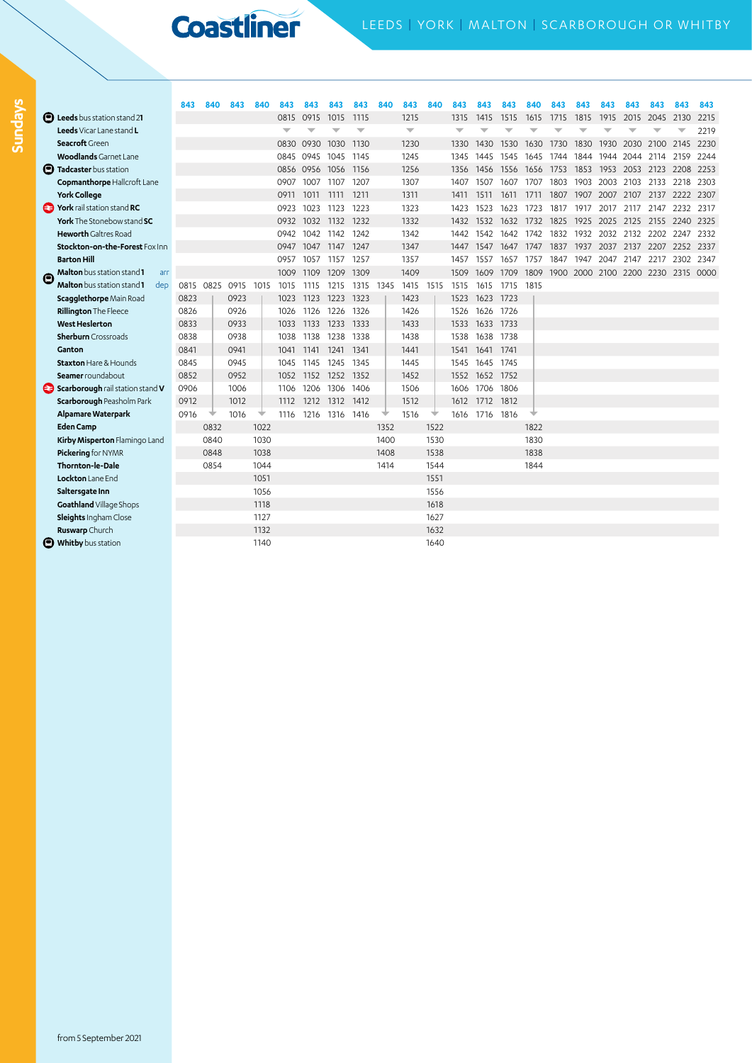# Coastliner

## LEEDS | YORK | MALTON | SCARBOROUGH OR WHITBY

### Sundays

| Stop | | 843 | 840 | 843 | 840 | 843 | 843 | 843 | 843 | 840 | 843 | 840 | 843 | 843 | 843 | 840 | 843 | 843 | 843 | 843 | 843 | 843 | 843 |
|---|---|---|---|---|---|---|---|---|---|---|---|---|---|---|---|---|---|---|---|---|---|---|---|
| **Leeds** bus station stand **21** | | | | | | 0815 | 0915 | 1015 | 1115 | | 1215 | | 1315 | 1415 | 1515 | 1615 | 1715 | 1815 | 1915 | 2015 | 2045 | 2130 | 2215 |
| **Leeds** Vicar Lane stand **L** | | | | | | ↓ | ↓ | ↓ | ↓ | | ↓ | | ↓ | ↓ | ↓ | ↓ | ↓ | ↓ | ↓ | ↓ | ↓ | ↓ | 2219 |
| **Seacroft** Green | | | | | | 0830 | 0930 | 1030 | 1130 | | 1230 | | 1330 | 1430 | 1530 | 1630 | 1730 | 1830 | 1930 | 2030 | 2100 | 2145 | 2230 |
| **Woodlands** Garnet Lane | | | | | | 0845 | 0945 | 1045 | 1145 | | 1245 | | 1345 | 1445 | 1545 | 1645 | 1744 | 1844 | 1944 | 2044 | 2114 | 2159 | 2244 |
| **Tadcaster** bus station | | | | | | 0856 | 0956 | 1056 | 1156 | | 1256 | | 1356 | 1456 | 1556 | 1656 | 1753 | 1853 | 1953 | 2053 | 2123 | 2208 | 2253 |
| **Copmanthorpe** Hallcroft Lane | | | | | | 0907 | 1007 | 1107 | 1207 | | 1307 | | 1407 | 1507 | 1607 | 1707 | 1803 | 1903 | 2003 | 2103 | 2133 | 2218 | 2303 |
| **York College** | | | | | | 0911 | 1011 | 1111 | 1211 | | 1311 | | 1411 | 1511 | 1611 | 1711 | 1807 | 1907 | 2007 | 2107 | 2137 | 2222 | 2307 |
| **York** rail station stand **RC** | | | | | | 0923 | 1023 | 1123 | 1223 | | 1323 | | 1423 | 1523 | 1623 | 1723 | 1817 | 1917 | 2017 | 2117 | 2147 | 2232 | 2317 |
| **York** The Stonebow stand **SC** | | | | | | 0932 | 1032 | 1132 | 1232 | | 1332 | | 1432 | 1532 | 1632 | 1732 | 1825 | 1925 | 2025 | 2125 | 2155 | 2240 | 2325 |
| **Heworth** Galtres Road | | | | | | 0942 | 1042 | 1142 | 1242 | | 1342 | | 1442 | 1542 | 1642 | 1742 | 1832 | 1932 | 2032 | 2132 | 2202 | 2247 | 2332 |
| **Stockton-on-the-Forest** Fox Inn | | | | | | 0947 | 1047 | 1147 | 1247 | | 1347 | | 1447 | 1547 | 1647 | 1747 | 1837 | 1937 | 2037 | 2137 | 2207 | 2252 | 2337 |
| **Barton Hill** | | | | | | 0957 | 1057 | 1157 | 1257 | | 1357 | | 1457 | 1557 | 1657 | 1757 | 1847 | 1947 | 2047 | 2147 | 2217 | 2302 | 2347 |
| **Malton** bus station stand **1** | arr | | | | | 1009 | 1109 | 1209 | 1309 | | 1409 | | 1509 | 1609 | 1709 | 1809 | 1900 | 2000 | 2100 | 2200 | 2230 | 2315 | 0000 |
| **Malton** bus station stand **1** | dep | 0815 | 0825 | 0915 | 1015 | 1015 | 1115 | 1215 | 1315 | 1345 | 1415 | 1515 | 1515 | 1615 | 1715 | 1815 | | | | | | | |
| **Scagglethorpe** Main Road | | 0823 | | 0923 | | 1023 | 1123 | 1223 | 1323 | | 1423 | | 1523 | 1623 | 1723 | | | | | | | | |
| **Rillington** The Fleece | | 0826 | | 0926 | | 1026 | 1126 | 1226 | 1326 | | 1426 | | 1526 | 1626 | 1726 | | | | | | | | |
| **West Heslerton** | | 0833 | | 0933 | | 1033 | 1133 | 1233 | 1333 | | 1433 | | 1533 | 1633 | 1733 | | | | | | | | |
| **Sherburn** Crossroads | | 0838 | | 0938 | | 1038 | 1138 | 1238 | 1338 | | 1438 | | 1538 | 1638 | 1738 | | | | | | | | |
| **Ganton** | | 0841 | | 0941 | | 1041 | 1141 | 1241 | 1341 | | 1441 | | 1541 | 1641 | 1741 | | | | | | | | |
| **Staxton** Hare & Hounds | | 0845 | | 0945 | | 1045 | 1145 | 1245 | 1345 | | 1445 | | 1545 | 1645 | 1745 | | | | | | | | |
| **Seamer** roundabout | | 0852 | | 0952 | | 1052 | 1152 | 1252 | 1352 | | 1452 | | 1552 | 1652 | 1752 | | | | | | | | |
| **Scarborough** rail station stand **V** | | 0906 | | 1006 | | 1106 | 1206 | 1306 | 1406 | | 1506 | | 1606 | 1706 | 1806 | | | | | | | | |
| **Scarborough** Peasholm Park | | 0912 | | 1012 | | 1112 | 1212 | 1312 | 1412 | | 1512 | | 1612 | 1712 | 1812 | | | | | | | | |
| **Alpamare Waterpark** | | 0916 | ↓ | 1016 | ↓ | 1116 | 1216 | 1316 | 1416 | ↓ | 1516 | ↓ | 1616 | 1716 | 1816 | ↓ | | | | | | | |
| **Eden Camp** | | | 0832 | | 1022 | | | | | 1352 | | 1522 | | | | 1822 | | | | | | | |
| **Kirby Misperton** Flamingo Land | | | 0840 | | 1030 | | | | | 1400 | | 1530 | | | | 1830 | | | | | | | |
| **Pickering** for NYMR | | | 0848 | | 1038 | | | | | 1408 | | 1538 | | | | 1838 | | | | | | | |
| **Thornton-le-Dale** | | | 0854 | | 1044 | | | | | 1414 | | 1544 | | | | 1844 | | | | | | | |
| **Lockton** Lane End | | | | | 1051 | | | | | | | 1551 | | | | | | | | | | | |
| **Saltersgate Inn** | | | | | 1056 | | | | | | | 1556 | | | | | | | | | | | |
| **Goathland** Village Shops | | | | | 1118 | | | | | | | 1618 | | | | | | | | | | | |
| **Sleights** Ingham Close | | | | | 1127 | | | | | | | 1627 | | | | | | | | | | | |
| **Ruswarp** Church | | | | | 1132 | | | | | | | 1632 | | | | | | | | | | | |
| **Whitby** bus station | | | | | 1140 | | | | | | | 1640 | | | | | | | | | | | |

from 5 September 2021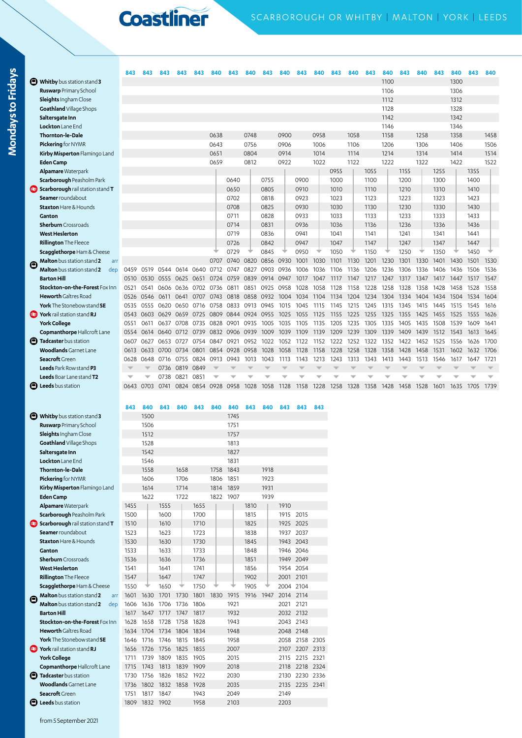# Coastliner

## SCARBOROUGH OR WHITBY | MALTON | YORK | LEEDS

### Mondays to Fridays

| Stop | 843 | 843 | 843 | 843 | 843 | 840 | 843 | 840 | 843 | 840 | 843 | 840 | 843 | 840 | 843 | 840 | 843 | 840 | 843 | 840 | 843 | 840 |
|---|---|---|---|---|---|---|---|---|---|---|---|---|---|---|---|---|---|---|---|---|---|---|
| **Whitby** bus station stand **3** | | | | | | | | | | | | | | | | 1100 | | | | 1300 | | |
| **Ruswarp** Primary School | | | | | | | | | | | | | | | | 1106 | | | | 1306 | | |
| **Sleights** Ingham Close | | | | | | | | | | | | | | | | 1112 | | | | 1312 | | |
| **Goathland** Village Shops | | | | | | | | | | | | | | | | 1128 | | | | 1328 | | |
| **Saltersgate Inn** | | | | | | | | | | | | | | | | 1142 | | | | 1342 | | |
| **Lockton** Lane End | | | | | | | | | | | | | | | | 1146 | | | | 1346 | | |
| **Thornton-le-Dale** | | | | | | 0638 | | 0748 | | 0900 | | 0958 | | 1058 | | 1158 | | 1258 | | 1358 | | 1458 |
| **Pickering** for NYMR | | | | | | 0643 | | 0756 | | 0906 | | 1006 | | 1106 | | 1206 | | 1306 | | 1406 | | 1506 |
| **Kirby Misperton** Flamingo Land | | | | | | 0651 | | 0804 | | 0914 | | 1014 | | 1114 | | 1214 | | 1314 | | 1414 | | 1514 |
| **Eden Camp** | | | | | | 0659 | | 0812 | | 0922 | | 1022 | | 1122 | | 1222 | | 1322 | | 1422 | | 1522 |
| **Alpamare** Waterpark | | | | | | | | | | | | | 0955 | | 1055 | | 1155 | | 1255 | | 1355 | |
| **Scarborough** Peasholm Park | | | | | | | 0640 | | 0755 | | 0900 | | 1000 | | 1100 | | 1200 | | 1300 | | 1400 | |
| **Scarborough** rail station stand **T** | | | | | | | 0650 | | 0805 | | 0910 | | 1010 | | 1110 | | 1210 | | 1310 | | 1410 | |
| **Seamer** roundabout | | | | | | | 0702 | | 0818 | | 0923 | | 1023 | | 1123 | | 1223 | | 1323 | | 1423 | |
| **Staxton** Hare & Hounds | | | | | | | 0708 | | 0825 | | 0930 | | 1030 | | 1130 | | 1230 | | 1330 | | 1430 | |
| **Ganton** | | | | | | | 0711 | | 0828 | | 0933 | | 1033 | | 1133 | | 1233 | | 1333 | | 1433 | |
| **Sherburn** Crossroads | | | | | | | 0714 | | 0831 | | 0936 | | 1036 | | 1136 | | 1236 | | 1336 | | 1436 | |
| **West Heslerton** | | | | | | | 0719 | | 0836 | | 0941 | | 1041 | | 1141 | | 1241 | | 1341 | | 1441 | |
| **Rillington** The Fleece | | | | | | | 0726 | | 0842 | | 0947 | | 1047 | | 1147 | | 1247 | | 1347 | | 1447 | |
| **Scagglethorpe** Ham & Cheese | | | | | | ↓ | 0729 | ↓ | 0845 | ↓ | 0950 | ↓ | 1050 | ↓ | 1150 | ↓ | 1250 | ↓ | 1350 | ↓ | 1450 | ↓ |
| **Malton** bus station stand **2** arr | | | | | | 0707 | 0740 | 0820 | 0856 | 0930 | 1001 | 1030 | 1101 | 1130 | 1201 | 1230 | 1301 | 1330 | 1401 | 1430 | 1501 | 1530 |
| **Malton** bus station stand **2** dep | 0459 | 0519 | 0544 | 0614 | 0640 | 0712 | 0747 | 0827 | 0903 | 0936 | 1006 | 1036 | 1106 | 1136 | 1206 | 1236 | 1306 | 1336 | 1406 | 1436 | 1506 | 1536 |
| **Barton Hill** | 0510 | 0530 | 0555 | 0625 | 0651 | 0724 | 0759 | 0839 | 0914 | 0947 | 1017 | 1047 | 1117 | 1147 | 1217 | 1247 | 1317 | 1347 | 1417 | 1447 | 1517 | 1547 |
| **Stockton-on-the-Forest** Fox Inn | 0521 | 0541 | 0606 | 0636 | 0702 | 0736 | 0811 | 0851 | 0925 | 0958 | 1028 | 1058 | 1128 | 1158 | 1228 | 1258 | 1328 | 1358 | 1428 | 1458 | 1528 | 1558 |
| **Heworth** Galtres Road | 0526 | 0546 | 0611 | 0641 | 0707 | 0743 | 0818 | 0858 | 0932 | 1004 | 1034 | 1104 | 1134 | 1204 | 1234 | 1304 | 1334 | 1404 | 1434 | 1504 | 1534 | 1604 |
| **York** The Stonebow stand **SE** | 0535 | 0555 | 0620 | 0650 | 0716 | 0758 | 0833 | 0913 | 0945 | 1015 | 1045 | 1115 | 1145 | 1215 | 1245 | 1315 | 1345 | 1415 | 1445 | 1515 | 1545 | 1616 |
| **York** rail station stand **RJ** | 0543 | 0603 | 0629 | 0659 | 0725 | 0809 | 0844 | 0924 | 0955 | 1025 | 1055 | 1125 | 1155 | 1225 | 1255 | 1325 | 1355 | 1425 | 1455 | 1525 | 1555 | 1626 |
| **York College** | 0551 | 0611 | 0637 | 0708 | 0735 | 0828 | 0901 | 0935 | 1005 | 1035 | 1105 | 1135 | 1205 | 1235 | 1305 | 1335 | 1405 | 1435 | 1508 | 1539 | 1609 | 1641 |
| **Copmanthorpe** Hallcroft Lane | 0554 | 0614 | 0640 | 0712 | 0739 | 0832 | 0906 | 0939 | 1009 | 1039 | 1109 | 1139 | 1209 | 1239 | 1309 | 1339 | 1409 | 1439 | 1512 | 1543 | 1613 | 1645 |
| **Tadcaster** bus station | 0607 | 0627 | 0653 | 0727 | 0754 | 0847 | 0921 | 0952 | 1022 | 1052 | 1122 | 1152 | 1222 | 1252 | 1322 | 1352 | 1422 | 1452 | 1525 | 1556 | 1626 | 1700 |
| **Woodlands** Garnet Lane | 0613 | 0633 | 0700 | 0734 | 0801 | 0854 | 0928 | 0958 | 1028 | 1058 | 1128 | 1158 | 1228 | 1258 | 1328 | 1358 | 1428 | 1458 | 1531 | 1602 | 1632 | 1706 |
| **Seacroft** Green | 0628 | 0648 | 0716 | 0755 | 0824 | 0913 | 0943 | 1013 | 1043 | 1113 | 1143 | 1213 | 1243 | 1313 | 1343 | 1413 | 1443 | 1513 | 1546 | 1617 | 1647 | 1721 |
| **Leeds** Park Row stand **P3** | ↓ | ↓ | 0736 | 0819 | 0849 | ↓ | ↓ | ↓ | ↓ | ↓ | ↓ | ↓ | ↓ | ↓ | ↓ | ↓ | ↓ | ↓ | ↓ | ↓ | ↓ | ↓ |
| **Leeds** Boar Lane stand **T2** | ↓ | ↓ | 0738 | 0821 | 0851 | ↓ | ↓ | ↓ | ↓ | ↓ | ↓ | ↓ | ↓ | ↓ | ↓ | ↓ | ↓ | ↓ | ↓ | ↓ | ↓ | ↓ |
| **Leeds** bus station | 0643 | 0703 | 0741 | 0824 | 0854 | 0928 | 0958 | 1028 | 1058 | 1128 | 1158 | 1228 | 1258 | 1328 | 1358 | 1428 | 1458 | 1528 | 1601 | 1635 | 1705 | 1739 |

| Stop | 843 | 840 | 843 | 840 | 843 | 840 | 840 | 843 | 840 | 843 | 843 | 843 |
|---|---|---|---|---|---|---|---|---|---|---|---|---|
| **Whitby** bus station stand **3** | | 1500 | | | | | 1745 | | | | | |
| **Ruswarp** Primary School | | 1506 | | | | | 1751 | | | | | |
| **Sleights** Ingham Close | | 1512 | | | | | 1757 | | | | | |
| **Goathland** Village Shops | | 1528 | | | | | 1813 | | | | | |
| **Saltersgate Inn** | | 1542 | | | | | 1827 | | | | | |
| **Lockton** Lane End | | 1546 | | | | | 1831 | | | | | |
| **Thornton-le-Dale** | | 1558 | | 1658 | | 1758 | 1843 | | 1918 | | | |
| **Pickering** for NYMR | | 1606 | | 1706 | | 1806 | 1851 | | 1923 | | | |
| **Kirby Misperton** Flamingo Land | | 1614 | | 1714 | | 1814 | 1859 | | 1931 | | | |
| **Eden Camp** | | 1622 | | 1722 | | 1822 | 1907 | | 1939 | | | |
| **Alpamare** Waterpark | 1455 | | 1555 | | 1655 | | | 1810 | | 1910 | | |
| **Scarborough** Peasholm Park | 1500 | | 1600 | | 1700 | | | 1815 | | 1915 | 2015 | |
| **Scarborough** rail station stand **T** | 1510 | | 1610 | | 1710 | | | 1825 | | 1925 | 2025 | |
| **Seamer** roundabout | 1523 | | 1623 | | 1723 | | | 1838 | | 1937 | 2037 | |
| **Staxton** Hare & Hounds | 1530 | | 1630 | | 1730 | | | 1845 | | 1943 | 2043 | |
| **Ganton** | 1533 | | 1633 | | 1733 | | | 1848 | | 1946 | 2046 | |
| **Sherburn** Crossroads | 1536 | | 1636 | | 1736 | | | 1851 | | 1949 | 2049 | |
| **West Heslerton** | 1541 | | 1641 | | 1741 | | | 1856 | | 1954 | 2054 | |
| **Rillington** The Fleece | 1547 | | 1647 | | 1747 | | | 1902 | | 2001 | 2101 | |
| **Scagglethorpe** Ham & Cheese | 1550 | ↓ | 1650 | ↓ | 1750 | ↓ | ↓ | 1905 | ↓ | 2004 | 2104 | |
| **Malton** bus station stand **2** arr | 1601 | 1630 | 1701 | 1730 | 1801 | 1830 | 1915 | 1916 | 1947 | 2014 | 2114 | |
| **Malton** bus station stand **2** dep | 1606 | 1636 | 1706 | 1736 | 1806 | | 1921 | | | 2021 | 2121 | |
| **Barton Hill** | 1617 | 1647 | 1717 | 1747 | 1817 | | 1932 | | | 2032 | 2132 | |
| **Stockton-on-the-Forest** Fox Inn | 1628 | 1658 | 1728 | 1758 | 1828 | | 1943 | | | 2043 | 2143 | |
| **Heworth** Galtres Road | 1634 | 1704 | 1734 | 1804 | 1834 | | 1948 | | | 2048 | 2148 | |
| **York** The Stonebow stand **SE** | 1646 | 1716 | 1746 | 1815 | 1845 | | 1958 | | | 2058 | 2158 | 2305 |
| **York** rail station stand **RJ** | 1656 | 1726 | 1756 | 1825 | 1855 | | 2007 | | | 2107 | 2207 | 2313 |
| **York College** | 1711 | 1739 | 1809 | 1835 | 1905 | | 2015 | | | 2115 | 2215 | 2321 |
| **Copmanthorpe** Hallcroft Lane | 1715 | 1743 | 1813 | 1839 | 1909 | | 2018 | | | 2118 | 2218 | 2324 |
| **Tadcaster** bus station | 1730 | 1756 | 1826 | 1852 | 1922 | | 2030 | | | 2130 | 2230 | 2336 |
| **Woodlands** Garnet Lane | 1736 | 1802 | 1832 | 1858 | 1928 | | 2035 | | | 2135 | 2235 | 2341 |
| **Seacroft** Green | 1751 | 1817 | 1847 | | 1943 | | 2049 | | | 2149 | | |
| **Leeds** bus station | 1809 | 1832 | 1902 | | 1958 | | 2103 | | | 2203 | | |

from 5 September 2021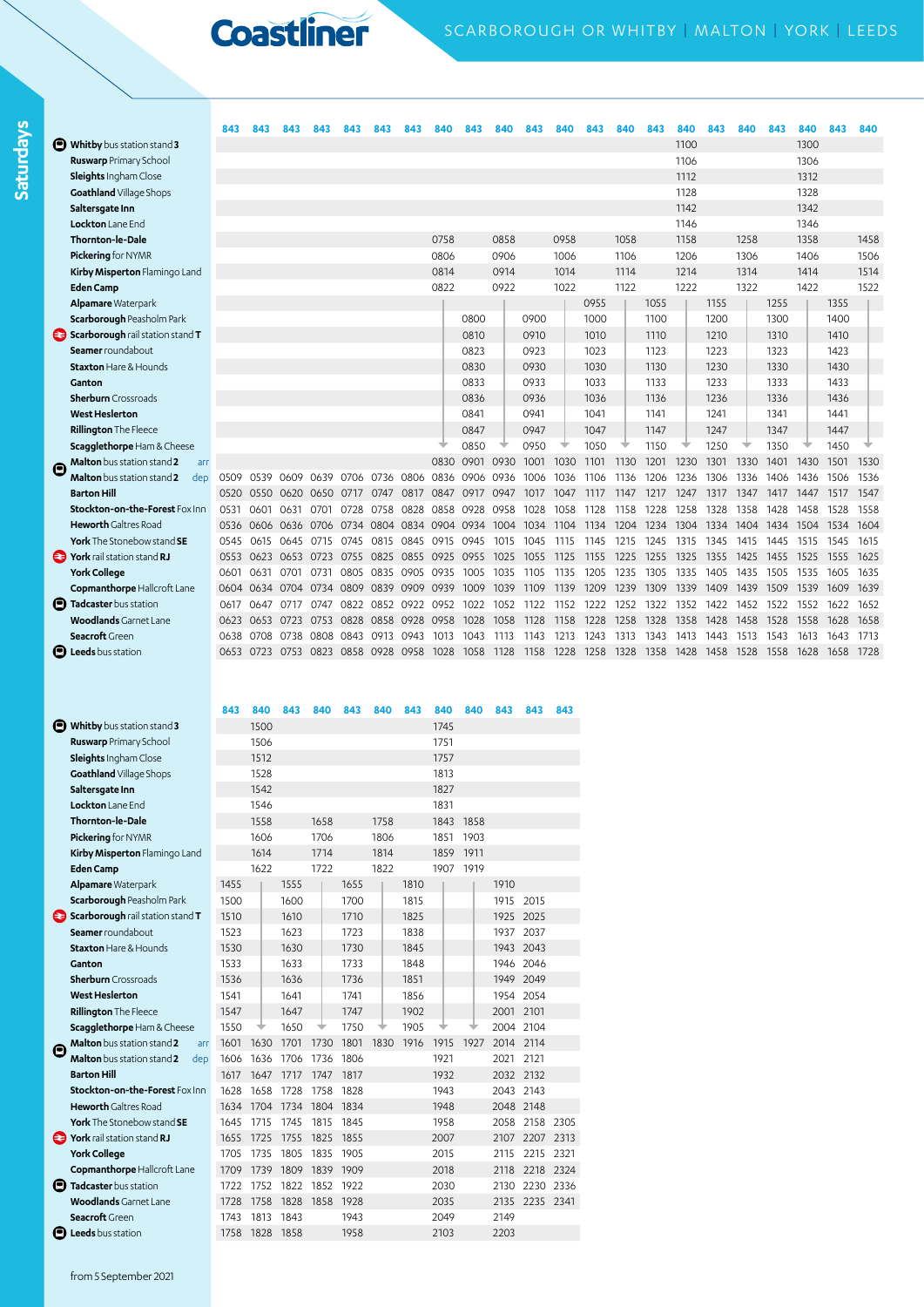# Coastliner

SCARBOROUGH OR WHITBY | MALTON | YORK | LEEDS

## Saturdays

| | 843 | 843 | 843 | 843 | 843 | 843 | 843 | 840 | 843 | 840 | 843 | 840 | 843 | 840 | 843 | 840 | 843 | 840 | 843 | 840 | 843 | 840 |
|---|---|---|---|---|---|---|---|---|---|---|---|---|---|---|---|---|---|---|---|---|---|---|
| **Whitby** bus station stand **3** | | | | | | | | | | | | | | | | 1100 | | | | 1300 | | |
| **Ruswarp** Primary School | | | | | | | | | | | | | | | | 1106 | | | | 1306 | | |
| **Sleights** Ingham Close | | | | | | | | | | | | | | | | 1112 | | | | 1312 | | |
| **Goathland** Village Shops | | | | | | | | | | | | | | | | 1128 | | | | 1328 | | |
| **Saltersgate Inn** | | | | | | | | | | | | | | | | 1142 | | | | 1342 | | |
| **Lockton** Lane End | | | | | | | | | | | | | | | | 1146 | | | | 1346 | | |
| **Thornton-le-Dale** | | | | | | | | 0758 | | 0858 | | 0958 | | 1058 | | 1158 | | 1258 | | 1358 | | 1458 |
| **Pickering** for NYMR | | | | | | | | 0806 | | 0906 | | 1006 | | 1106 | | 1206 | | 1306 | | 1406 | | 1506 |
| **Kirby Misperton** Flamingo Land | | | | | | | | 0814 | | 0914 | | 1014 | | 1114 | | 1214 | | 1314 | | 1414 | | 1514 |
| **Eden Camp** | | | | | | | | 0822 | | 0922 | | 1022 | | 1122 | | 1222 | | 1322 | | 1422 | | 1522 |
| **Alpamare** Waterpark | | | | | | | | | | | | | 0955 | | 1055 | | 1155 | | 1255 | | 1355 | |
| **Scarborough** Peasholm Park | | | | | | | | | 0800 | | 0900 | | 1000 | | 1100 | | 1200 | | 1300 | | 1400 | |
| **Scarborough** rail station stand **T** | | | | | | | | | 0810 | | 0910 | | 1010 | | 1110 | | 1210 | | 1310 | | 1410 | |
| **Seamer** roundabout | | | | | | | | | 0823 | | 0923 | | 1023 | | 1123 | | 1223 | | 1323 | | 1423 | |
| **Staxton** Hare & Hounds | | | | | | | | | 0830 | | 0930 | | 1030 | | 1130 | | 1230 | | 1330 | | 1430 | |
| **Ganton** | | | | | | | | | 0833 | | 0933 | | 1033 | | 1133 | | 1233 | | 1333 | | 1433 | |
| **Sherburn** Crossroads | | | | | | | | | 0836 | | 0936 | | 1036 | | 1136 | | 1236 | | 1336 | | 1436 | |
| **West Heslerton** | | | | | | | | | 0841 | | 0941 | | 1041 | | 1141 | | 1241 | | 1341 | | 1441 | |
| **Rillington** The Fleece | | | | | | | | | 0847 | | 0947 | | 1047 | | 1147 | | 1247 | | 1347 | | 1447 | |
| **Scagglethorpe** Ham & Cheese | | | | | | | | ↓ | 0850 | ↓ | 0950 | ↓ | 1050 | ↓ | 1150 | ↓ | 1250 | ↓ | 1350 | ↓ | 1450 | ↓ |
| **Malton** bus station stand **2** arr | | | | | | | | 0830 | 0901 | 0930 | 1001 | 1030 | 1101 | 1130 | 1201 | 1230 | 1301 | 1330 | 1401 | 1430 | 1501 | 1530 |
| **Malton** bus station stand **2** dep | 0509 | 0539 | 0609 | 0639 | 0706 | 0736 | 0806 | 0836 | 0906 | 0936 | 1006 | 1036 | 1106 | 1136 | 1206 | 1236 | 1306 | 1336 | 1406 | 1436 | 1506 | 1536 |
| **Barton Hill** | 0520 | 0550 | 0620 | 0650 | 0717 | 0747 | 0817 | 0847 | 0917 | 0947 | 1017 | 1047 | 1117 | 1147 | 1217 | 1247 | 1317 | 1347 | 1417 | 1447 | 1517 | 1547 |
| **Stockton-on-the-Forest** Fox Inn | 0531 | 0601 | 0631 | 0701 | 0728 | 0758 | 0828 | 0858 | 0928 | 0958 | 1028 | 1058 | 1128 | 1158 | 1228 | 1258 | 1328 | 1358 | 1428 | 1458 | 1528 | 1558 |
| **Heworth** Galtres Road | 0536 | 0606 | 0636 | 0706 | 0734 | 0804 | 0834 | 0904 | 0934 | 1004 | 1034 | 1104 | 1134 | 1204 | 1234 | 1304 | 1334 | 1404 | 1434 | 1504 | 1534 | 1604 |
| **York** The Stonebow stand **SE** | 0545 | 0615 | 0645 | 0715 | 0745 | 0815 | 0845 | 0915 | 0945 | 1015 | 1045 | 1115 | 1145 | 1215 | 1245 | 1315 | 1345 | 1415 | 1445 | 1515 | 1545 | 1615 |
| **York** rail station stand **RJ** | 0553 | 0623 | 0653 | 0723 | 0755 | 0825 | 0855 | 0925 | 0955 | 1025 | 1055 | 1125 | 1155 | 1225 | 1255 | 1325 | 1355 | 1425 | 1455 | 1525 | 1555 | 1625 |
| **York College** | 0601 | 0631 | 0701 | 0731 | 0805 | 0835 | 0905 | 0935 | 1005 | 1035 | 1105 | 1135 | 1205 | 1235 | 1305 | 1335 | 1405 | 1435 | 1505 | 1535 | 1605 | 1635 |
| **Copmanthorpe** Hallcroft Lane | 0604 | 0634 | 0704 | 0734 | 0809 | 0839 | 0909 | 0939 | 1009 | 1039 | 1109 | 1139 | 1209 | 1239 | 1309 | 1339 | 1409 | 1439 | 1509 | 1539 | 1609 | 1639 |
| **Tadcaster** bus station | 0617 | 0647 | 0717 | 0747 | 0822 | 0852 | 0922 | 0952 | 1022 | 1052 | 1122 | 1152 | 1222 | 1252 | 1322 | 1352 | 1422 | 1452 | 1522 | 1552 | 1622 | 1652 |
| **Woodlands** Garnet Lane | 0623 | 0653 | 0723 | 0753 | 0828 | 0858 | 0928 | 0958 | 1028 | 1058 | 1128 | 1158 | 1228 | 1258 | 1328 | 1358 | 1428 | 1458 | 1528 | 1558 | 1628 | 1658 |
| **Seacroft** Green | 0638 | 0708 | 0738 | 0808 | 0843 | 0913 | 0943 | 1013 | 1043 | 1113 | 1143 | 1213 | 1243 | 1313 | 1343 | 1413 | 1443 | 1513 | 1543 | 1613 | 1643 | 1713 |
| **Leeds** bus station | 0653 | 0723 | 0753 | 0823 | 0858 | 0928 | 0958 | 1028 | 1058 | 1128 | 1158 | 1228 | 1258 | 1328 | 1358 | 1428 | 1458 | 1528 | 1558 | 1628 | 1658 | 1728 |

| | 843 | 840 | 843 | 840 | 843 | 840 | 843 | 840 | 840 | 843 | 843 | 843 |
|---|---|---|---|---|---|---|---|---|---|---|---|---|
| **Whitby** bus station stand **3** | | 1500 | | | | | | 1745 | | | | |
| **Ruswarp** Primary School | | 1506 | | | | | | 1751 | | | | |
| **Sleights** Ingham Close | | 1512 | | | | | | 1757 | | | | |
| **Goathland** Village Shops | | 1528 | | | | | | 1813 | | | | |
| **Saltersgate Inn** | | 1542 | | | | | | 1827 | | | | |
| **Lockton** Lane End | | 1546 | | | | | | 1831 | | | | |
| **Thornton-le-Dale** | | 1558 | | 1658 | | 1758 | | 1843 | 1858 | | | |
| **Pickering** for NYMR | | 1606 | | 1706 | | 1806 | | 1851 | 1903 | | | |
| **Kirby Misperton** Flamingo Land | | 1614 | | 1714 | | 1814 | | 1859 | 1911 | | | |
| **Eden Camp** | | 1622 | | 1722 | | 1822 | | 1907 | 1919 | | | |
| **Alpamare** Waterpark | 1455 | | 1555 | | 1655 | | 1810 | | | 1910 | | |
| **Scarborough** Peasholm Park | 1500 | | 1600 | | 1700 | | 1815 | | | 1915 | 2015 | |
| **Scarborough** rail station stand **T** | 1510 | | 1610 | | 1710 | | 1825 | | | 1925 | 2025 | |
| **Seamer** roundabout | 1523 | | 1623 | | 1723 | | 1838 | | | 1937 | 2037 | |
| **Staxton** Hare & Hounds | 1530 | | 1630 | | 1730 | | 1845 | | | 1943 | 2043 | |
| **Ganton** | 1533 | | 1633 | | 1733 | | 1848 | | | 1946 | 2046 | |
| **Sherburn** Crossroads | 1536 | | 1636 | | 1736 | | 1851 | | | 1949 | 2049 | |
| **West Heslerton** | 1541 | | 1641 | | 1741 | | 1856 | | | 1954 | 2054 | |
| **Rillington** The Fleece | 1547 | | 1647 | | 1747 | | 1902 | | | 2001 | 2101 | |
| **Scagglethorpe** Ham & Cheese | 1550 | ↓ | 1650 | ↓ | 1750 | ↓ | 1905 | ↓ | ↓ | 2004 | 2104 | |
| **Malton** bus station stand **2** arr | 1601 | 1630 | 1701 | 1730 | 1801 | 1830 | 1916 | 1915 | 1927 | 2014 | 2114 | |
| **Malton** bus station stand **2** dep | 1606 | 1636 | 1706 | 1736 | 1806 | | | 1921 | | 2021 | 2121 | |
| **Barton Hill** | 1617 | 1647 | 1717 | 1747 | 1817 | | | 1932 | | 2032 | 2132 | |
| **Stockton-on-the-Forest** Fox Inn | 1628 | 1658 | 1728 | 1758 | 1828 | | | 1943 | | 2043 | 2143 | |
| **Heworth** Galtres Road | 1634 | 1704 | 1734 | 1804 | 1834 | | | 1948 | | 2048 | 2148 | |
| **York** The Stonebow stand **SE** | 1645 | 1715 | 1745 | 1815 | 1845 | | | 1958 | | 2058 | 2158 | 2305 |
| **York** rail station stand **RJ** | 1655 | 1725 | 1755 | 1825 | 1855 | | | 2007 | | 2107 | 2207 | 2313 |
| **York College** | 1705 | 1735 | 1805 | 1835 | 1905 | | | 2015 | | 2115 | 2215 | 2321 |
| **Copmanthorpe** Hallcroft Lane | 1709 | 1739 | 1809 | 1839 | 1909 | | | 2018 | | 2118 | 2218 | 2324 |
| **Tadcaster** bus station | 1722 | 1752 | 1822 | 1852 | 1922 | | | 2030 | | 2130 | 2230 | 2336 |
| **Woodlands** Garnet Lane | 1728 | 1758 | 1828 | 1858 | 1928 | | | 2035 | | 2135 | 2235 | 2341 |
| **Seacroft** Green | 1743 | 1813 | 1843 | | 1943 | | | 2049 | | 2149 | | |
| **Leeds** bus station | 1758 | 1828 | 1858 | | 1958 | | | 2103 | | 2203 | | |

from 5 September 2021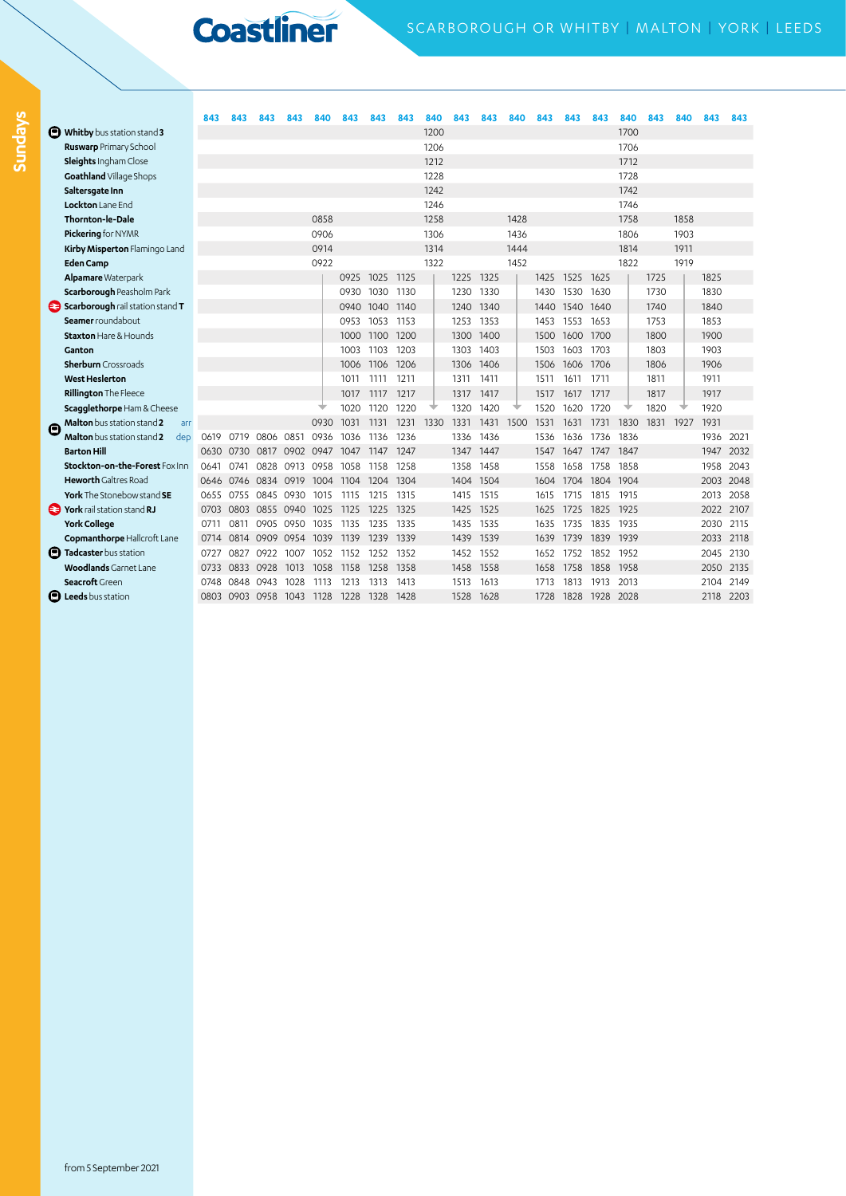# Coastliner

## SCARBOROUGH OR WHITBY | MALTON | YORK | LEEDS

### Sundays

| | | 843 | 843 | 843 | 843 | 840 | 843 | 843 | 843 | 840 | 843 | 843 | 840 | 843 | 843 | 843 | 840 | 843 | 840 | 843 | 843 |
|---|---|---|---|---|---|---|---|---|---|---|---|---|---|---|---|---|---|---|---|---|---|
| **Whitby** bus station stand **3** | | | | | | | | | | 1200 | | | | | | | 1700 | | | | |
| **Ruswarp** Primary School | | | | | | | | | | 1206 | | | | | | | 1706 | | | | |
| **Sleights** Ingham Close | | | | | | | | | | 1212 | | | | | | | 1712 | | | | |
| **Goathland** Village Shops | | | | | | | | | | 1228 | | | | | | | 1728 | | | | |
| **Saltersgate Inn** | | | | | | | | | | 1242 | | | | | | | 1742 | | | | |
| **Lockton** Lane End | | | | | | | | | | 1246 | | | | | | | 1746 | | | | |
| **Thornton-le-Dale** | | | | | | 0858 | | | | 1258 | | | 1428 | | | | 1758 | | 1858 | | |
| **Pickering** for NYMR | | | | | | 0906 | | | | 1306 | | | 1436 | | | | 1806 | | 1903 | | |
| **Kirby Misperton** Flamingo Land | | | | | | 0914 | | | | 1314 | | | 1444 | | | | 1814 | | 1911 | | |
| **Eden Camp** | | | | | | 0922 | | | | 1322 | | | 1452 | | | | 1822 | | 1919 | | |
| **Alpamare** Waterpark | | | | | | | 0925 | 1025 | 1125 | | 1225 | 1325 | | 1425 | 1525 | 1625 | | 1725 | | 1825 | |
| **Scarborough** Peasholm Park | | | | | | | 0930 | 1030 | 1130 | | 1230 | 1330 | | 1430 | 1530 | 1630 | | 1730 | | 1830 | |
| **Scarborough** rail station stand **T** | | | | | | | 0940 | 1040 | 1140 | | 1240 | 1340 | | 1440 | 1540 | 1640 | | 1740 | | 1840 | |
| **Seamer** roundabout | | | | | | | 0953 | 1053 | 1153 | | 1253 | 1353 | | 1453 | 1553 | 1653 | | 1753 | | 1853 | |
| **Staxton** Hare & Hounds | | | | | | | 1000 | 1100 | 1200 | | 1300 | 1400 | | 1500 | 1600 | 1700 | | 1800 | | 1900 | |
| **Ganton** | | | | | | | 1003 | 1103 | 1203 | | 1303 | 1403 | | 1503 | 1603 | 1703 | | 1803 | | 1903 | |
| **Sherburn** Crossroads | | | | | | | 1006 | 1106 | 1206 | | 1306 | 1406 | | 1506 | 1606 | 1706 | | 1806 | | 1906 | |
| **West Heslerton** | | | | | | | 1011 | 1111 | 1211 | | 1311 | 1411 | | 1511 | 1611 | 1711 | | 1811 | | 1911 | |
| **Rillington** The Fleece | | | | | | | 1017 | 1117 | 1217 | | 1317 | 1417 | | 1517 | 1617 | 1717 | | 1817 | | 1917 | |
| **Scagglethorpe** Ham & Cheese | | | | | | | 1020 | 1120 | 1220 | | 1320 | 1420 | | 1520 | 1620 | 1720 | | 1820 | | 1920 | |
| **Malton** bus station stand **2** | arr | | | | | 0930 | 1031 | 1131 | 1231 | 1330 | 1331 | 1431 | 1500 | 1531 | 1631 | 1731 | 1830 | 1831 | 1927 | 1931 | |
| **Malton** bus station stand **2** | dep | 0619 | 0719 | 0806 | 0851 | 0936 | 1036 | 1136 | 1236 | | 1336 | 1436 | | 1536 | 1636 | 1736 | 1836 | | | 1936 | 2021 |
| **Barton Hill** | | 0630 | 0730 | 0817 | 0902 | 0947 | 1047 | 1147 | 1247 | | 1347 | 1447 | | 1547 | 1647 | 1747 | 1847 | | | 1947 | 2032 |
| **Stockton-on-the-Forest** Fox Inn | | 0641 | 0741 | 0828 | 0913 | 0958 | 1058 | 1158 | 1258 | | 1358 | 1458 | | 1558 | 1658 | 1758 | 1858 | | | 1958 | 2043 |
| **Heworth** Galtres Road | | 0646 | 0746 | 0834 | 0919 | 1004 | 1104 | 1204 | 1304 | | 1404 | 1504 | | 1604 | 1704 | 1804 | 1904 | | | 2003 | 2048 |
| **York** The Stonebow stand **SE** | | 0655 | 0755 | 0845 | 0930 | 1015 | 1115 | 1215 | 1315 | | 1415 | 1515 | | 1615 | 1715 | 1815 | 1915 | | | 2013 | 2058 |
| **York** rail station stand **RJ** | | 0703 | 0803 | 0855 | 0940 | 1025 | 1125 | 1225 | 1325 | | 1425 | 1525 | | 1625 | 1725 | 1825 | 1925 | | | 2022 | 2107 |
| **York College** | | 0711 | 0811 | 0905 | 0950 | 1035 | 1135 | 1235 | 1335 | | 1435 | 1535 | | 1635 | 1735 | 1835 | 1935 | | | 2030 | 2115 |
| **Copmanthorpe** Hallcroft Lane | | 0714 | 0814 | 0909 | 0954 | 1039 | 1139 | 1239 | 1339 | | 1439 | 1539 | | 1639 | 1739 | 1839 | 1939 | | | 2033 | 2118 |
| **Tadcaster** bus station | | 0727 | 0827 | 0922 | 1007 | 1052 | 1152 | 1252 | 1352 | | 1452 | 1552 | | 1652 | 1752 | 1852 | 1952 | | | 2045 | 2130 |
| **Woodlands** Garnet Lane | | 0733 | 0833 | 0928 | 1013 | 1058 | 1158 | 1258 | 1358 | | 1458 | 1558 | | 1658 | 1758 | 1858 | 1958 | | | 2050 | 2135 |
| **Seacroft** Green | | 0748 | 0848 | 0943 | 1028 | 1113 | 1213 | 1313 | 1413 | | 1513 | 1613 | | 1713 | 1813 | 1913 | 2013 | | | 2104 | 2149 |
| **Leeds** bus station | | 0803 | 0903 | 0958 | 1043 | 1128 | 1228 | 1328 | 1428 | | 1528 | 1628 | | 1728 | 1828 | 1928 | 2028 | | | 2118 | 2203 |

from 5 September 2021